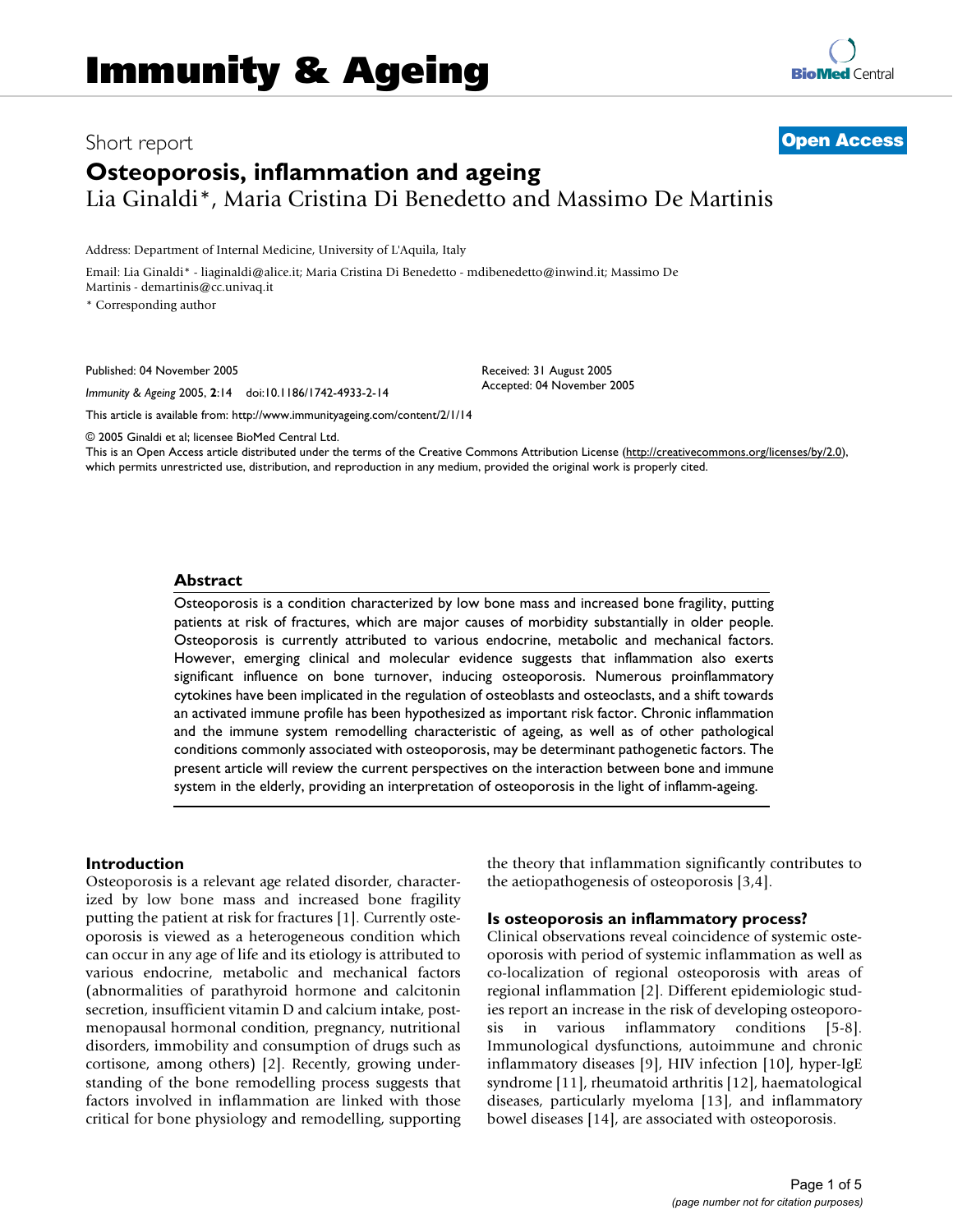# Immunity & Ageing

Short report

**Open Access**

## Osteoporosis, inflammation and ageing

Lia Ginaldi*, Maria Cristina Di Benedetto and Massimo De Martinis

Address: Department of Internal Medicine, University of L'Aquila, Italy

Email: Lia Ginaldi* - liaginaldi@alice.it; Maria Cristina Di Benedetto - mdibenedetto@inwind.it; Massimo De Martinis - demartinis@cc.univaq.it

* Corresponding author

Published: 04 November 2005

*Immunity & Ageing* 2005, **2**:14 doi:10.1186/1742-4933-2-14

Received: 31 August 2005
Accepted: 04 November 2005

This article is available from: http://www.immunityageing.com/content/2/1/14

© 2005 Ginaldi et al; licensee BioMed Central Ltd.
This is an Open Access article distributed under the terms of the Creative Commons Attribution License (http://creativecommons.org/licenses/by/2.0), which permits unrestricted use, distribution, and reproduction in any medium, provided the original work is properly cited.

### Abstract

Osteoporosis is a condition characterized by low bone mass and increased bone fragility, putting patients at risk of fractures, which are major causes of morbidity substantially in older people. Osteoporosis is currently attributed to various endocrine, metabolic and mechanical factors. However, emerging clinical and molecular evidence suggests that inflammation also exerts significant influence on bone turnover, inducing osteoporosis. Numerous proinflammatory cytokines have been implicated in the regulation of osteoblasts and osteoclasts, and a shift towards an activated immune profile has been hypothesized as important risk factor. Chronic inflammation and the immune system remodelling characteristic of ageing, as well as of other pathological conditions commonly associated with osteoporosis, may be determinant pathogenetic factors. The present article will review the current perspectives on the interaction between bone and immune system in the elderly, providing an interpretation of osteoporosis in the light of inflamm-ageing.

### Introduction

Osteoporosis is a relevant age related disorder, characterized by low bone mass and increased bone fragility putting the patient at risk for fractures [1]. Currently osteoporosis is viewed as a heterogeneous condition which can occur in any age of life and its etiology is attributed to various endocrine, metabolic and mechanical factors (abnormalities of parathyroid hormone and calcitonin secretion, insufficient vitamin D and calcium intake, postmenopausal hormonal condition, pregnancy, nutritional disorders, immobility and consumption of drugs such as cortisone, among others) [2]. Recently, growing understanding of the bone remodelling process suggests that factors involved in inflammation are linked with those critical for bone physiology and remodelling, supporting the theory that inflammation significantly contributes to the aetiopathogenesis of osteoporosis [3,4].

### Is osteoporosis an inflammatory process?

Clinical observations reveal coincidence of systemic osteoporosis with period of systemic inflammation as well as co-localization of regional osteoporosis with areas of regional inflammation [2]. Different epidemiologic studies report an increase in the risk of developing osteoporosis in various inflammatory conditions [5-8]. Immunological dysfunctions, autoimmune and chronic inflammatory diseases [9], HIV infection [10], hyper-IgE syndrome [11], rheumatoid arthritis [12], haematological diseases, particularly myeloma [13], and inflammatory bowel diseases [14], are associated with osteoporosis.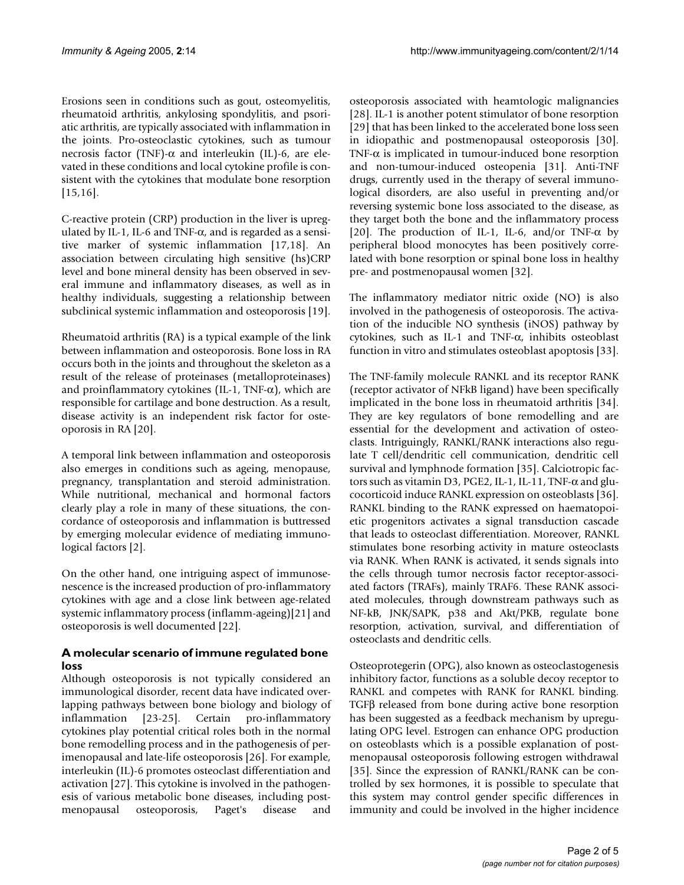Erosions seen in conditions such as gout, osteomyelitis, rheumatoid arthritis, ankylosing spondylitis, and psoriatic arthritis, are typically associated with inflammation in the joints. Pro-osteoclastic cytokines, such as tumour necrosis factor (TNF)-α and interleukin (IL)-6, are elevated in these conditions and local cytokine profile is consistent with the cytokines that modulate bone resorption [15,16].

C-reactive protein (CRP) production in the liver is upregulated by IL-1, IL-6 and TNF-α, and is regarded as a sensitive marker of systemic inflammation [17,18]. An association between circulating high sensitive (hs)CRP level and bone mineral density has been observed in several immune and inflammatory diseases, as well as in healthy individuals, suggesting a relationship between subclinical systemic inflammation and osteoporosis [19].

Rheumatoid arthritis (RA) is a typical example of the link between inflammation and osteoporosis. Bone loss in RA occurs both in the joints and throughout the skeleton as a result of the release of proteinases (metalloproteinases) and proinflammatory cytokines (IL-1, TNF-α), which are responsible for cartilage and bone destruction. As a result, disease activity is an independent risk factor for osteoporosis in RA [20].

A temporal link between inflammation and osteoporosis also emerges in conditions such as ageing, menopause, pregnancy, transplantation and steroid administration. While nutritional, mechanical and hormonal factors clearly play a role in many of these situations, the concordance of osteoporosis and inflammation is buttressed by emerging molecular evidence of mediating immunological factors [2].

On the other hand, one intriguing aspect of immunosenescence is the increased production of pro-inflammatory cytokines with age and a close link between age-related systemic inflammatory process (inflamm-ageing)[21] and osteoporosis is well documented [22].

## A molecular scenario of immune regulated bone loss

Although osteoporosis is not typically considered an immunological disorder, recent data have indicated overlapping pathways between bone biology and biology of inflammation [23-25]. Certain pro-inflammatory cytokines play potential critical roles both in the normal bone remodelling process and in the pathogenesis of perimenopausal and late-life osteoporosis [26]. For example, interleukin (IL)-6 promotes osteoclast differentiation and activation [27]. This cytokine is involved in the pathogenesis of various metabolic bone diseases, including postmenopausal osteoporosis, Paget's disease and osteoporosis associated with heamtologic malignancies [28]. IL-1 is another potent stimulator of bone resorption [29] that has been linked to the accelerated bone loss seen in idiopathic and postmenopausal osteoporosis [30]. TNF-α is implicated in tumour-induced bone resorption and non-tumour-induced osteopenia [31]. Anti-TNF drugs, currently used in the therapy of several immunological disorders, are also useful in preventing and/or reversing systemic bone loss associated to the disease, as they target both the bone and the inflammatory process [20]. The production of IL-1, IL-6, and/or TNF-α by peripheral blood monocytes has been positively correlated with bone resorption or spinal bone loss in healthy pre- and postmenopausal women [32].

The inflammatory mediator nitric oxide (NO) is also involved in the pathogenesis of osteoporosis. The activation of the inducible NO synthesis (iNOS) pathway by cytokines, such as IL-1 and TNF-α, inhibits osteoblast function in vitro and stimulates osteoblast apoptosis [33].

The TNF-family molecule RANKL and its receptor RANK (receptor activator of NFkB ligand) have been specifically implicated in the bone loss in rheumatoid arthritis [34]. They are key regulators of bone remodelling and are essential for the development and activation of osteoclasts. Intriguingly, RANKL/RANK interactions also regulate T cell/dendritic cell communication, dendritic cell survival and lymphnode formation [35]. Calciotropic factors such as vitamin D3, PGE2, IL-1, IL-11, TNF-α and glucocorticoid induce RANKL expression on osteoblasts [36]. RANKL binding to the RANK expressed on haematopoietic progenitors activates a signal transduction cascade that leads to osteoclast differentiation. Moreover, RANKL stimulates bone resorbing activity in mature osteoclasts via RANK. When RANK is activated, it sends signals into the cells through tumor necrosis factor receptor-associated factors (TRAFs), mainly TRAF6. These RANK associated molecules, through downstream pathways such as NF-kB, JNK/SAPK, p38 and Akt/PKB, regulate bone resorption, activation, survival, and differentiation of osteoclasts and dendritic cells.

Osteoprotegerin (OPG), also known as osteoclastogenesis inhibitory factor, functions as a soluble decoy receptor to RANKL and competes with RANK for RANKL binding. TGFβ released from bone during active bone resorption has been suggested as a feedback mechanism by upregulating OPG level. Estrogen can enhance OPG production on osteoblasts which is a possible explanation of postmenopausal osteoporosis following estrogen withdrawal [35]. Since the expression of RANKL/RANK can be controlled by sex hormones, it is possible to speculate that this system may control gender specific differences in immunity and could be involved in the higher incidence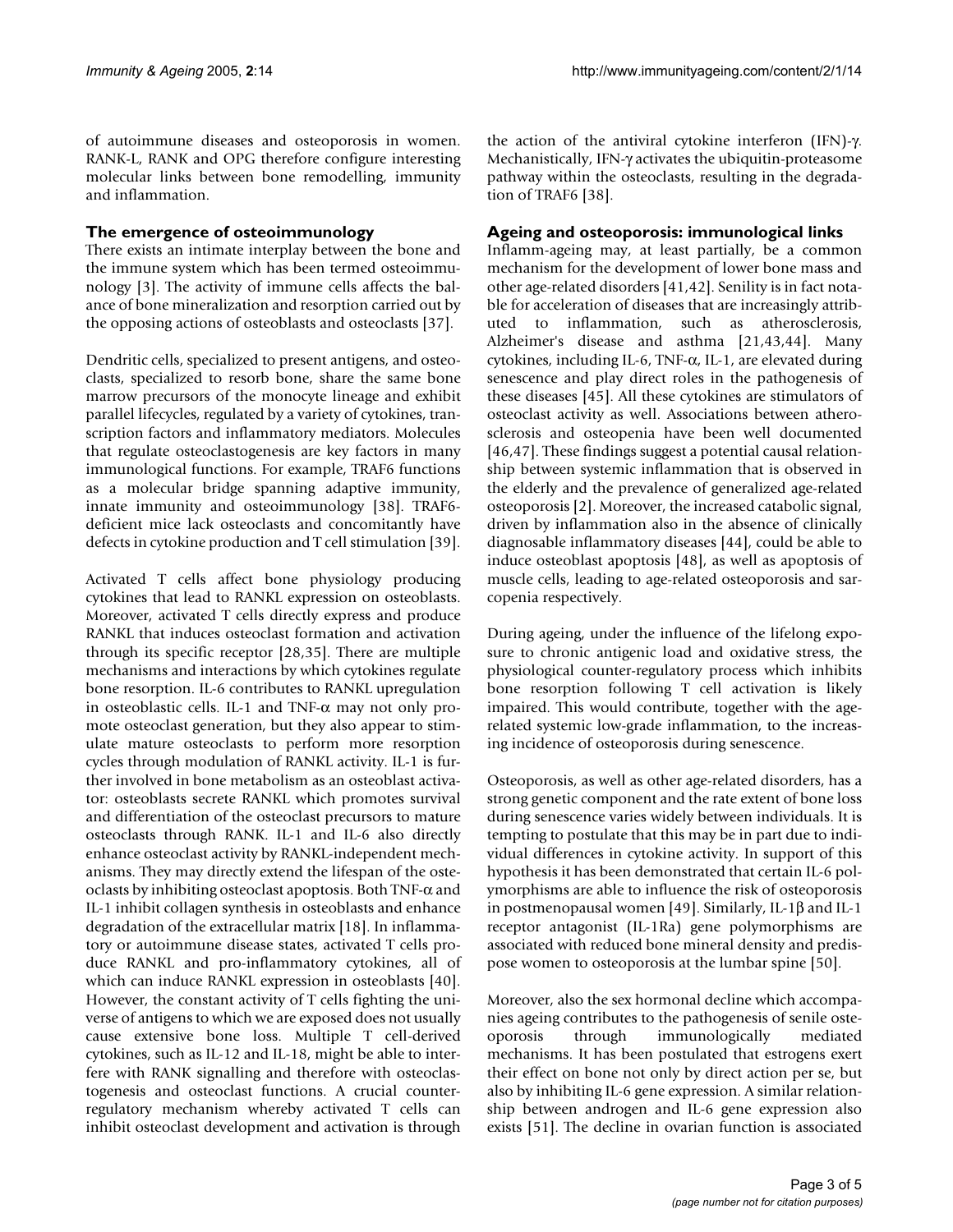of autoimmune diseases and osteoporosis in women. RANK-L, RANK and OPG therefore configure interesting molecular links between bone remodelling, immunity and inflammation.

### The emergence of osteoimmunology

There exists an intimate interplay between the bone and the immune system which has been termed osteoimmunology [3]. The activity of immune cells affects the balance of bone mineralization and resorption carried out by the opposing actions of osteoblasts and osteoclasts [37].

Dendritic cells, specialized to present antigens, and osteoclasts, specialized to resorb bone, share the same bone marrow precursors of the monocyte lineage and exhibit parallel lifecycles, regulated by a variety of cytokines, transcription factors and inflammatory mediators. Molecules that regulate osteoclastogenesis are key factors in many immunological functions. For example, TRAF6 functions as a molecular bridge spanning adaptive immunity, innate immunity and osteoimmunology [38]. TRAF6-deficient mice lack osteoclasts and concomitantly have defects in cytokine production and T cell stimulation [39].

Activated T cells affect bone physiology producing cytokines that lead to RANKL expression on osteoblasts. Moreover, activated T cells directly express and produce RANKL that induces osteoclast formation and activation through its specific receptor [28,35]. There are multiple mechanisms and interactions by which cytokines regulate bone resorption. IL-6 contributes to RANKL upregulation in osteoblastic cells. IL-1 and TNF-α may not only promote osteoclast generation, but they also appear to stimulate mature osteoclasts to perform more resorption cycles through modulation of RANKL activity. IL-1 is further involved in bone metabolism as an osteoblast activator: osteoblasts secrete RANKL which promotes survival and differentiation of the osteoclast precursors to mature osteoclasts through RANK. IL-1 and IL-6 also directly enhance osteoclast activity by RANKL-independent mechanisms. They may directly extend the lifespan of the osteoclasts by inhibiting osteoclast apoptosis. Both TNF-α and IL-1 inhibit collagen synthesis in osteoblasts and enhance degradation of the extracellular matrix [18]. In inflammatory or autoimmune disease states, activated T cells produce RANKL and pro-inflammatory cytokines, all of which can induce RANKL expression in osteoblasts [40]. However, the constant activity of T cells fighting the universe of antigens to which we are exposed does not usually cause extensive bone loss. Multiple T cell-derived cytokines, such as IL-12 and IL-18, might be able to interfere with RANK signalling and therefore with osteoclastogenesis and osteoclast functions. A crucial counter-regulatory mechanism whereby activated T cells can inhibit osteoclast development and activation is through the action of the antiviral cytokine interferon (IFN)-γ. Mechanistically, IFN-γ activates the ubiquitin-proteasome pathway within the osteoclasts, resulting in the degradation of TRAF6 [38].

### Ageing and osteoporosis: immunological links

Inflamm-ageing may, at least partially, be a common mechanism for the development of lower bone mass and other age-related disorders [41,42]. Senility is in fact notable for acceleration of diseases that are increasingly attributed to inflammation, such as atherosclerosis, Alzheimer's disease and asthma [21,43,44]. Many cytokines, including IL-6, TNF-α, IL-1, are elevated during senescence and play direct roles in the pathogenesis of these diseases [45]. All these cytokines are stimulators of osteoclast activity as well. Associations between atherosclerosis and osteopenia have been well documented [46,47]. These findings suggest a potential causal relationship between systemic inflammation that is observed in the elderly and the prevalence of generalized age-related osteoporosis [2]. Moreover, the increased catabolic signal, driven by inflammation also in the absence of clinically diagnosable inflammatory diseases [44], could be able to induce osteoblast apoptosis [48], as well as apoptosis of muscle cells, leading to age-related osteoporosis and sarcopenia respectively.

During ageing, under the influence of the lifelong exposure to chronic antigenic load and oxidative stress, the physiological counter-regulatory process which inhibits bone resorption following T cell activation is likely impaired. This would contribute, together with the age-related systemic low-grade inflammation, to the increasing incidence of osteoporosis during senescence.

Osteoporosis, as well as other age-related disorders, has a strong genetic component and the rate extent of bone loss during senescence varies widely between individuals. It is tempting to postulate that this may be in part due to individual differences in cytokine activity. In support of this hypothesis it has been demonstrated that certain IL-6 polymorphisms are able to influence the risk of osteoporosis in postmenopausal women [49]. Similarly, IL-1β and IL-1 receptor antagonist (IL-1Ra) gene polymorphisms are associated with reduced bone mineral density and predispose women to osteoporosis at the lumbar spine [50].

Moreover, also the sex hormonal decline which accompanies ageing contributes to the pathogenesis of senile osteoporosis through immunologically mediated mechanisms. It has been postulated that estrogens exert their effect on bone not only by direct action per se, but also by inhibiting IL-6 gene expression. A similar relationship between androgen and IL-6 gene expression also exists [51]. The decline in ovarian function is associated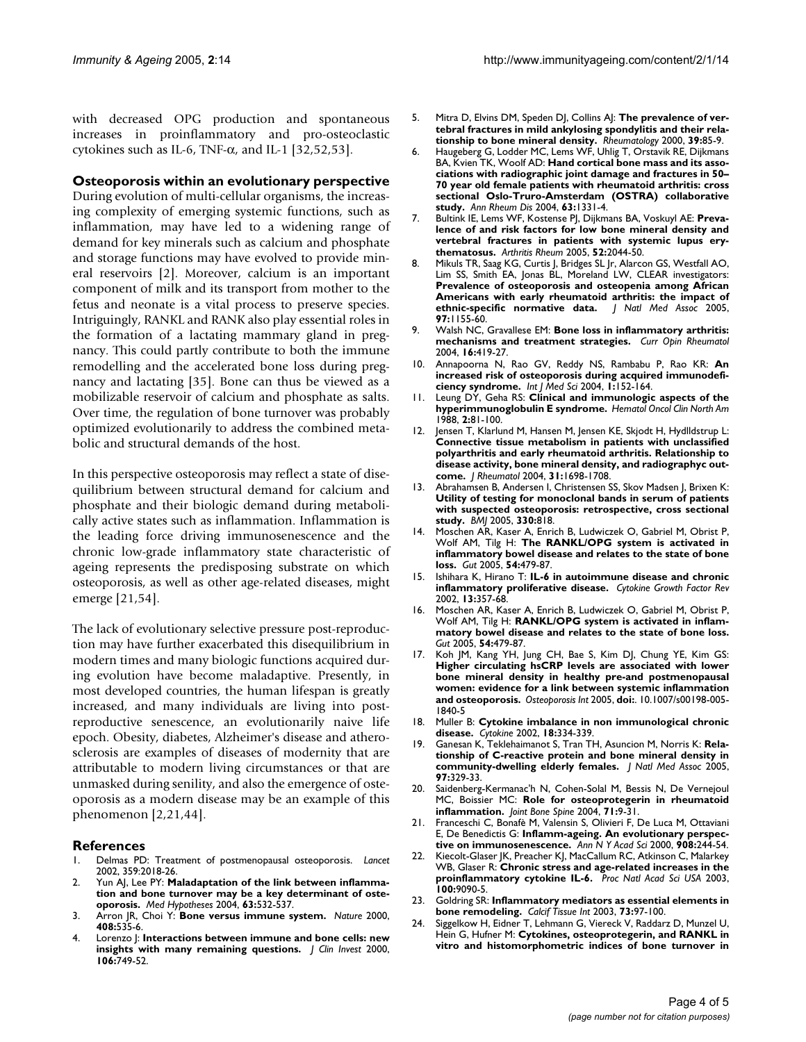with decreased OPG production and spontaneous increases in proinflammatory and pro-osteoclastic cytokines such as IL-6, TNF-α, and IL-1 [32,52,53].

## Osteoporosis within an evolutionary perspective

During evolution of multi-cellular organisms, the increasing complexity of emerging systemic functions, such as inflammation, may have led to a widening range of demand for key minerals such as calcium and phosphate and storage functions may have evolved to provide mineral reservoirs [2]. Moreover, calcium is an important component of milk and its transport from mother to the fetus and neonate is a vital process to preserve species. Intriguingly, RANKL and RANK also play essential roles in the formation of a lactating mammary gland in pregnancy. This could partly contribute to both the immune remodelling and the accelerated bone loss during pregnancy and lactating [35]. Bone can thus be viewed as a mobilizable reservoir of calcium and phosphate as salts. Over time, the regulation of bone turnover was probably optimized evolutionarily to address the combined metabolic and structural demands of the host.

In this perspective osteoporosis may reflect a state of disequilibrium between structural demand for calcium and phosphate and their biologic demand during metabolically active states such as inflammation. Inflammation is the leading force driving immunosenescence and the chronic low-grade inflammatory state characteristic of ageing represents the predisposing substrate on which osteoporosis, as well as other age-related diseases, might emerge [21,54].

The lack of evolutionary selective pressure post-reproduction may have further exacerbated this disequilibrium in modern times and many biologic functions acquired during evolution have become maladaptive. Presently, in most developed countries, the human lifespan is greatly increased, and many individuals are living into post-reproductive senescence, an evolutionarily naive life epoch. Obesity, diabetes, Alzheimer's disease and atherosclerosis are examples of diseases of modernity that are attributable to modern living circumstances or that are unmasked during senility, and also the emergence of osteoporosis as a modern disease may be an example of this phenomenon [2,21,44].

## References

1. Delmas PD: Treatment of postmenopausal osteoporosis. *Lancet* 2002, 359:2018-26.
2. Yun AJ, Lee PY: **Maladaptation of the link between inflammation and bone turnover may be a key determinant of osteoporosis.** *Med Hypotheses* 2004, **63:**532-537.
3. Arron JR, Choi Y: **Bone versus immune system.** *Nature* 2000, **408:**535-6.
4. Lorenzo J: **Interactions between immune and bone cells: new insights with many remaining questions.** *J Clin Invest* 2000, **106:**749-52.
5. Mitra D, Elvins DM, Speden DJ, Collins AJ: **The prevalence of vertebral fractures in mild ankylosing spondylitis and their relationship to bone mineral density.** *Rheumatology* 2000, **39:**85-9.
6. Haugeberg G, Lodder MC, Lems WF, Uhlig T, Orstavik RE, Dijkmans BA, Kvien TK, Woolf AD: **Hand cortical bone mass and its associations with radiographic joint damage and fractures in 50–70 year old female patients with rheumatoid arthritis: cross sectional Oslo-Truro-Amsterdam (OSTRA) collaborative study.** *Ann Rheum Dis* 2004, **63:**1331-4.
7. Bultink IE, Lems WF, Kostense PJ, Dijkmans BA, Voskuyl AE: **Prevalence of and risk factors for low bone mineral density and vertebral fractures in patients with systemic lupus erythematosus.** *Arthritis Rheum* 2005, **52:**2044-50.
8. Mikuls TR, Saag KG, Curtis J, Bridges SL Jr, Alarcon GS, Westfall AO, Lim SS, Smith EA, Jonas BL, Moreland LW, CLEAR investigators: **Prevalence of osteoporosis and osteopenia among African Americans with early rheumatoid arthritis: the impact of ethnic-specific normative data.** *J Natl Med Assoc* 2005, **97:**1155-60.
9. Walsh NC, Gravallese EM: **Bone loss in inflammatory arthritis: mechanisms and treatment strategies.** *Curr Opin Rheumatol* 2004, **16:**419-27.
10. Annapoorna N, Rao GV, Reddy NS, Rambabu P, Rao KR: **An increased risk of osteoporosis during acquired immunodeficiency syndrome.** *Int J Med Sci* 2004, **1:**152-164.
11. Leung DY, Geha RS: **Clinical and immunologic aspects of the hyperimmunoglobulin E syndrome.** *Hematol Oncol Clin North Am* 1988, **2:**81-100.
12. Jensen T, Klarlund M, Hansen M, Jensen KE, Skjodt H, Hydlldstrup L: **Connective tissue metabolism in patients with unclassified polyarthritis and early rheumatoid arthritis. Relationship to disease activity, bone mineral density, and radiographyc outcome.** *J Rheumatol* 2004, **31:**1698-1708.
13. Abrahamsen B, Andersen I, Christensen SS, Skov Madsen J, Brixen K: **Utility of testing for monoclonal bands in serum of patients with suspected osteoporosis: retrospective, cross sectional study.** *BMJ* 2005, **330:**818.
14. Moschen AR, Kaser A, Enrich B, Ludwiczek O, Gabriel M, Obrist P, Wolf AM, Tilg H: **The RANKL/OPG system is activated in inflammatory bowel disease and relates to the state of bone loss.** *Gut* 2005, **54:**479-87.
15. Ishihara K, Hirano T: **IL-6 in autoimmune disease and chronic inflammatory proliferative disease.** *Cytokine Growth Factor Rev* 2002, **13:**357-68.
16. Moschen AR, Kaser A, Enrich B, Ludwiczek O, Gabriel M, Obrist P, Wolf AM, Tilg H: **RANKL/OPG system is activated in inflammatory bowel disease and relates to the state of bone loss.** *Gut* 2005, **54:**479-87.
17. Koh JM, Kang YH, Jung CH, Bae S, Kim DJ, Chung YE, Kim GS: **Higher circulating hsCRP levels are associated with lower bone mineral density in healthy pre-and postmenopausal women: evidence for a link between systemic inflammation and osteoporosis.** *Osteoporosis Int* 2005, **doi:**. 10.1007/s00198-005-1840-5
18. Muller B: **Cytokine imbalance in non immunological chronic disease.** *Cytokine* 2002, **18:**334-339.
19. Ganesan K, Teklehaimanot S, Tran TH, Asuncion M, Norris K: **Relationship of C-reactive protein and bone mineral density in community-dwelling elderly females.** *J Natl Med Assoc* 2005, **97:**329-33.
20. Saidenberg-Kermanac'h N, Cohen-Solal M, Bessis N, De Vernejoul MC, Boissier MC: **Role for osteoprotegerin in rheumatoid inflammation.** *Joint Bone Spine* 2004, **71:**9-31.
21. Franceschi C, Bonafè M, Valensin S, Olivieri F, De Luca M, Ottaviani E, De Benedictis G: **Inflamm-ageing. An evolutionary perspective on immunosenescence.** *Ann N Y Acad Sci* 2000, **908:**244-54.
22. Kiecolt-Glaser JK, Preacher KJ, MacCallum RC, Atkinson C, Malarkey WB, Glaser R: **Chronic stress and age-related increases in the proinflammatory cytokine IL-6.** *Proc Natl Acad Sci USA* 2003, **100:**9090-5.
23. Goldring SR: **Inflammatory mediators as essential elements in bone remodeling.** *Calcif Tissue Int* 2003, **73:**97-100.
24. Siggelkow H, Eidner T, Lehmann G, Viereck V, Raddarz D, Munzel U, Hein G, Hufner M: **Cytokines, osteoprotegerin, and RANKL in vitro and histomorphometric indices of bone turnover in**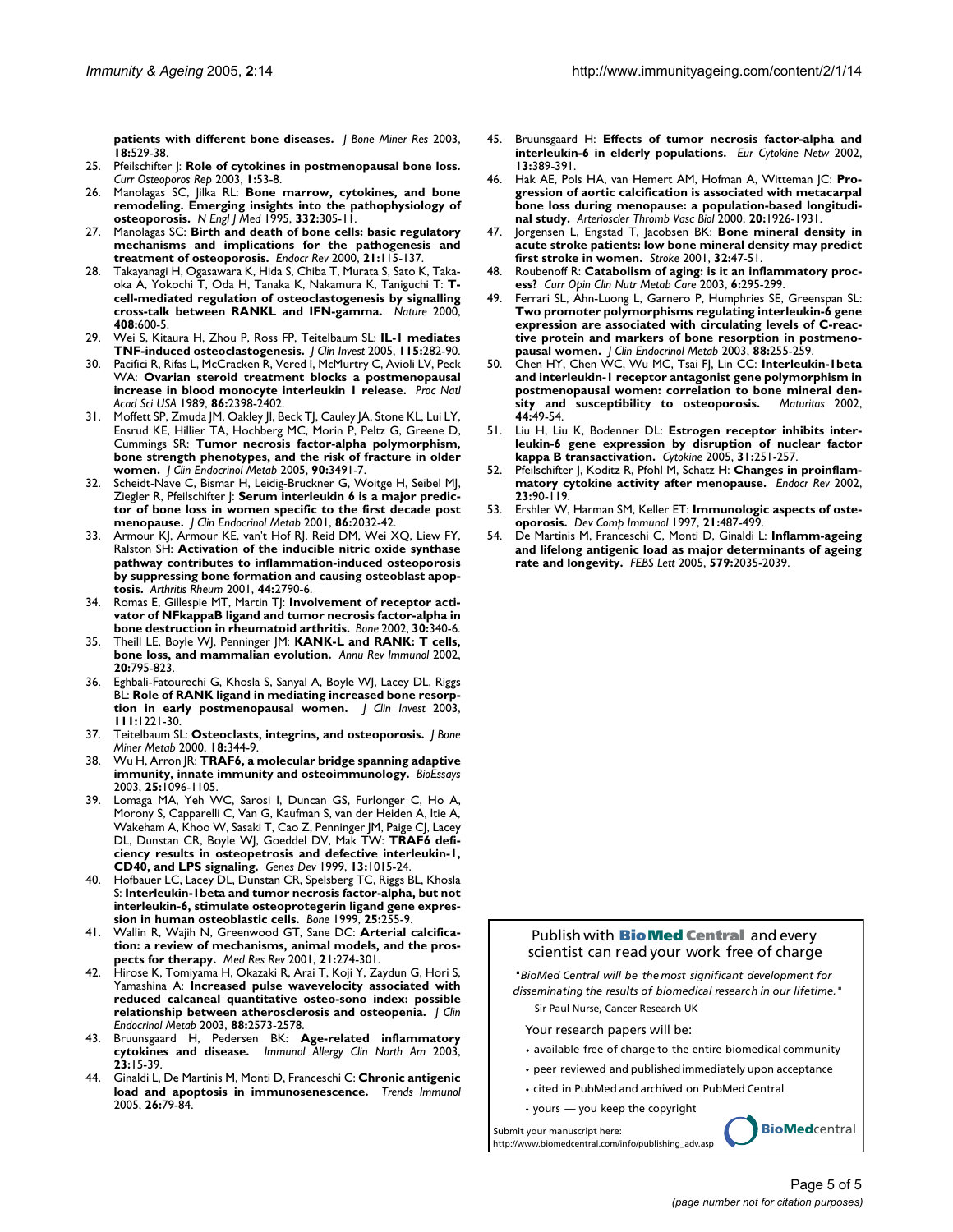patients with different bone diseases.** *J Bone Miner Res* 2003, **18:**529-38.

25. Pfeilschifter J: **Role of cytokines in postmenopausal bone loss.** *Curr Osteoporos Rep* 2003, **1:**53-8.
26. Manolagas SC, Jilka RL: **Bone marrow, cytokines, and bone remodeling. Emerging insights into the pathophysiology of osteoporosis.** *N Engl J Med* 1995, **332:**305-11.
27. Manolagas SC: **Birth and death of bone cells: basic regulatory mechanisms and implications for the pathogenesis and treatment of osteoporosis.** *Endocr Rev* 2000, **21:**115-137.
28. Takayanagi H, Ogasawara K, Hida S, Chiba T, Murata S, Sato K, Takaoka A, Yokochi T, Oda H, Tanaka K, Nakamura K, Taniguchi T: **T-cell-mediated regulation of osteoclastogenesis by signalling cross-talk between RANKL and IFN-gamma.** *Nature* 2000, **408:**600-5.
29. Wei S, Kitaura H, Zhou P, Ross FP, Teitelbaum SL: **IL-1 mediates TNF-induced osteoclastogenesis.** *J Clin Invest* 2005, **115:**282-90.
30. Pacifici R, Rifas L, McCracken R, Vered I, McMurtry C, Avioli LV, Peck WA: **Ovarian steroid treatment blocks a postmenopausal increase in blood monocyte interleukin 1 release.** *Proc Natl Acad Sci USA* 1989, **86:**2398-2402.
31. Moffett SP, Zmuda JM, Oakley JI, Beck TJ, Cauley JA, Stone KL, Lui LY, Ensrud KE, Hillier TA, Hochberg MC, Morin P, Peltz G, Greene D, Cummings SR: **Tumor necrosis factor-alpha polymorphism, bone strength phenotypes, and the risk of fracture in older women.** *J Clin Endocrinol Metab* 2005, **90:**3491-7.
32. Scheidt-Nave C, Bismar H, Leidig-Bruckner G, Woitge H, Seibel MJ, Ziegler R, Pfeilschifter J: **Serum interleukin 6 is a major predictor of bone loss in women specific to the first decade post menopause.** *J Clin Endocrinol Metab* 2001, **86:**2032-42.
33. Armour KJ, Armour KE, van't Hof RJ, Reid DM, Wei XQ, Liew FY, Ralston SH: **Activation of the inducible nitric oxide synthase pathway contributes to inflammation-induced osteoporosis by suppressing bone formation and causing osteoblast apoptosis.** *Arthritis Rheum* 2001, **44:**2790-6.
34. Romas E, Gillespie MT, Martin TJ: **Involvement of receptor activator of NFkappaB ligand and tumor necrosis factor-alpha in bone destruction in rheumatoid arthritis.** *Bone* 2002, **30:**340-6.
35. Theill LE, Boyle WJ, Penninger JM: **KANK-L and RANK: T cells, bone loss, and mammalian evolution.** *Annu Rev Immunol* 2002, **20:**795-823.
36. Eghbali-Fatourechi G, Khosla S, Sanyal A, Boyle WJ, Lacey DL, Riggs BL: **Role of RANK ligand in mediating increased bone resorption in early postmenopausal women.** *J Clin Invest* 2003, **111:**1221-30.
37. Teitelbaum SL: **Osteoclasts, integrins, and osteoporosis.** *J Bone Miner Metab* 2000, **18:**344-9.
38. Wu H, Arron JR: **TRAF6, a molecular bridge spanning adaptive immunity, innate immunity and osteoimmunology.** *BioEssays* 2003, **25:**1096-1105.
39. Lomaga MA, Yeh WC, Sarosi I, Duncan GS, Furlonger C, Ho A, Morony S, Capparelli C, Van G, Kaufman S, van der Heiden A, Itie A, Wakeham A, Khoo W, Sasaki T, Cao Z, Penninger JM, Paige CJ, Lacey DL, Dunstan CR, Boyle WJ, Goeddel DV, Mak TW: **TRAF6 deficiency results in osteopetrosis and defective interleukin-1, CD40, and LPS signaling.** *Genes Dev* 1999, **13:**1015-24.
40. Hofbauer LC, Lacey DL, Dunstan CR, Spelsberg TC, Riggs BL, Khosla S: **Interleukin-1beta and tumor necrosis factor-alpha, but not interleukin-6, stimulate osteoprotegerin ligand gene expression in human osteoblastic cells.** *Bone* 1999, **25:**255-9.
41. Wallin R, Wajih N, Greenwood GT, Sane DC: **Arterial calcification: a review of mechanisms, animal models, and the prospects for therapy.** *Med Res Rev* 2001, **21:**274-301.
42. Hirose K, Tomiyama H, Okazaki R, Arai T, Koji Y, Zaydun G, Hori S, Yamashina A: **Increased pulse wavevelocity associated with reduced calcaneal quantitative osteo-sono index: possible relationship between atherosclerosis and osteopenia.** *J Clin Endocrinol Metab* 2003, **88:**2573-2578.
43. Bruunsgaard H, Pedersen BK: **Age-related inflammatory cytokines and disease.** *Immunol Allergy Clin North Am* 2003, **23:**15-39.
44. Ginaldi L, De Martinis M, Monti D, Franceschi C: **Chronic antigenic load and apoptosis in immunosenescence.** *Trends Immunol* 2005, **26:**79-84.
45. Bruunsgaard H: **Effects of tumor necrosis factor-alpha and interleukin-6 in elderly populations.** *Eur Cytokine Netw* 2002, **13:**389-391.
46. Hak AE, Pols HA, van Hemert AM, Hofman A, Witteman JC: **Progression of aortic calcification is associated with metacarpal bone loss during menopause: a population-based longitudinal study.** *Arterioscler Thromb Vasc Biol* 2000, **20:**1926-1931.
47. Jorgensen L, Engstad T, Jacobsen BK: **Bone mineral density in acute stroke patients: low bone mineral density may predict first stroke in women.** *Stroke* 2001, **32:**47-51.
48. Roubenoff R: **Catabolism of aging: is it an inflammatory process?** *Curr Opin Clin Nutr Metab Care* 2003, **6:**295-299.
49. Ferrari SL, Ahn-Luong L, Garnero P, Humphries SE, Greenspan SL: **Two promoter polymorphisms regulating interleukin-6 gene expression are associated with circulating levels of C-reactive protein and markers of bone resorption in postmenopausal women.** *J Clin Endocrinol Metab* 2003, **88:**255-259.
50. Chen HY, Chen WC, Wu MC, Tsai FJ, Lin CC: **Interleukin-1beta and interleukin-1 receptor antagonist gene polymorphism in postmenopausal women: correlation to bone mineral density and susceptibility to osteoporosis.** *Maturitas* 2002, **44:**49-54.
51. Liu H, Liu K, Bodenner DL: **Estrogen receptor inhibits interleukin-6 gene expression by disruption of nuclear factor kappa B transactivation.** *Cytokine* 2005, **31:**251-257.
52. Pfeilschifter J, Koditz R, Pfohl M, Schatz H: **Changes in proinflammatory cytokine activity after menopause.** *Endocr Rev* 2002, **23:**90-119.
53. Ershler W, Harman SM, Keller ET: **Immunologic aspects of osteoporosis.** *Dev Comp Immunol* 1997, **21:**487-499.
54. De Martinis M, Franceschi C, Monti D, Ginaldi L: **Inflamm-ageing and lifelong antigenic load as major determinants of ageing rate and longevity.** *FEBS Lett* 2005, **579:**2035-2039.

Publish with **BioMed Central** and every scientist can read your work free of charge

*"BioMed Central will be the most significant development for disseminating the results of biomedical research in our lifetime."*

Sir Paul Nurse, Cancer Research UK

Your research papers will be:

- available free of charge to the entire biomedical community
- peer reviewed and published immediately upon acceptance
- cited in PubMed and archived on PubMed Central
- yours — you keep the copyright

Submit your manuscript here:
http://www.biomedcentral.com/info/publishing_adv.asp

BioMedcentral